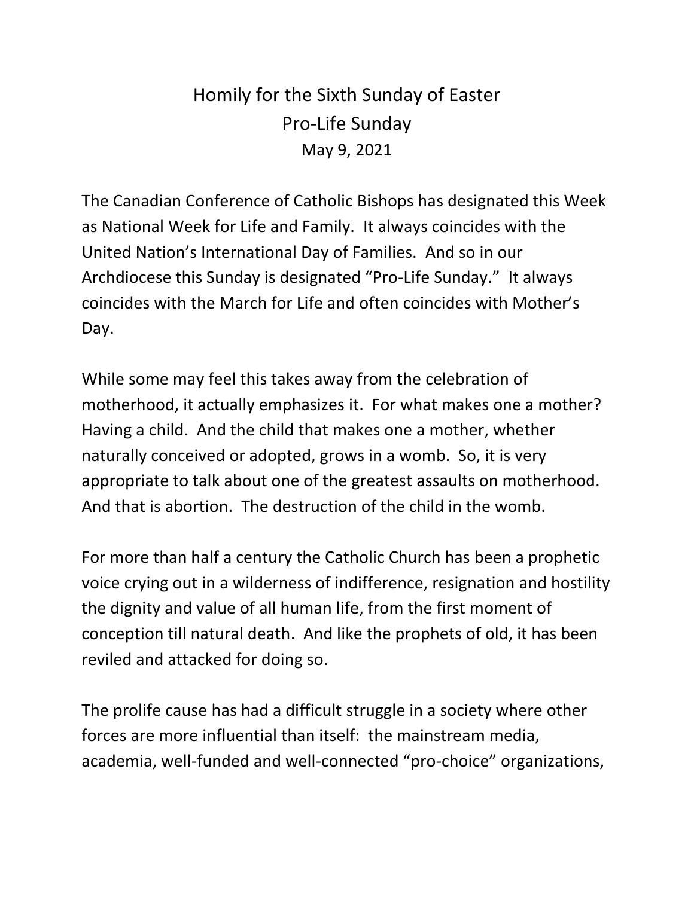# Homily for the Sixth Sunday of Easter
## Pro-Life Sunday
May 9, 2021

The Canadian Conference of Catholic Bishops has designated this Week as National Week for Life and Family. It always coincides with the United Nation's International Day of Families. And so in our Archdiocese this Sunday is designated "Pro-Life Sunday." It always coincides with the March for Life and often coincides with Mother's Day.

While some may feel this takes away from the celebration of motherhood, it actually emphasizes it. For what makes one a mother? Having a child. And the child that makes one a mother, whether naturally conceived or adopted, grows in a womb. So, it is very appropriate to talk about one of the greatest assaults on motherhood. And that is abortion. The destruction of the child in the womb.

For more than half a century the Catholic Church has been a prophetic voice crying out in a wilderness of indifference, resignation and hostility the dignity and value of all human life, from the first moment of conception till natural death. And like the prophets of old, it has been reviled and attacked for doing so.

The prolife cause has had a difficult struggle in a society where other forces are more influential than itself: the mainstream media, academia, well-funded and well-connected "pro-choice" organizations,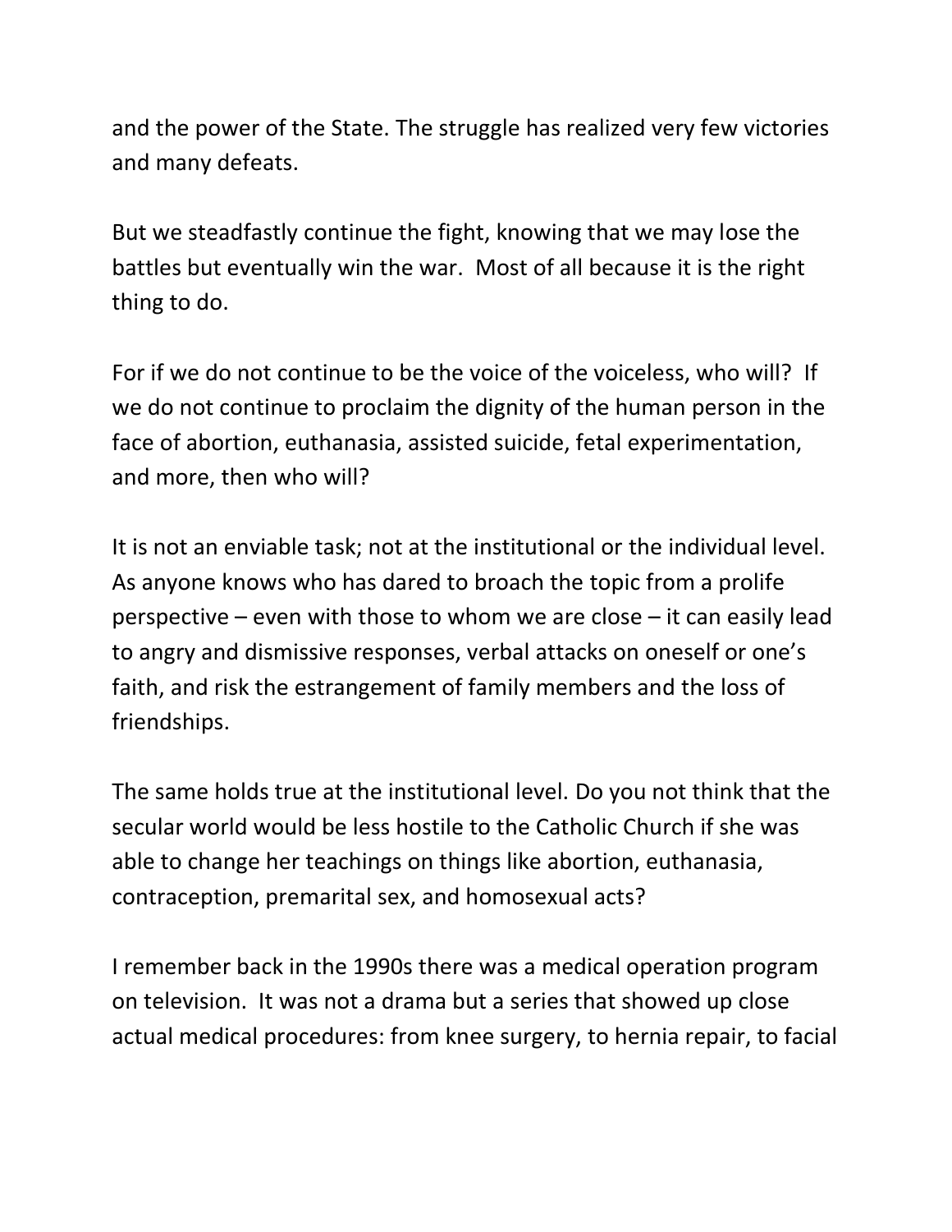and the power of the State. The struggle has realized very few victories and many defeats.

But we steadfastly continue the fight, knowing that we may lose the battles but eventually win the war.  Most of all because it is the right thing to do.

For if we do not continue to be the voice of the voiceless, who will?  If we do not continue to proclaim the dignity of the human person in the face of abortion, euthanasia, assisted suicide, fetal experimentation, and more, then who will?

It is not an enviable task; not at the institutional or the individual level. As anyone knows who has dared to broach the topic from a prolife perspective – even with those to whom we are close – it can easily lead to angry and dismissive responses, verbal attacks on oneself or one's faith, and risk the estrangement of family members and the loss of friendships.

The same holds true at the institutional level. Do you not think that the secular world would be less hostile to the Catholic Church if she was able to change her teachings on things like abortion, euthanasia, contraception, premarital sex, and homosexual acts?

I remember back in the 1990s there was a medical operation program on television.  It was not a drama but a series that showed up close actual medical procedures: from knee surgery, to hernia repair, to facial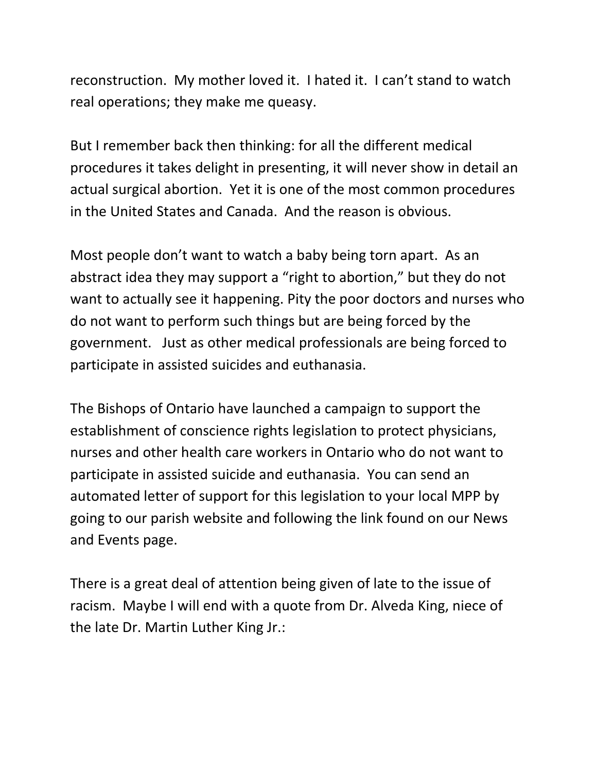reconstruction. My mother loved it. I hated it. I can't stand to watch real operations; they make me queasy.

But I remember back then thinking: for all the different medical procedures it takes delight in presenting, it will never show in detail an actual surgical abortion. Yet it is one of the most common procedures in the United States and Canada. And the reason is obvious.

Most people don't want to watch a baby being torn apart. As an abstract idea they may support a "right to abortion," but they do not want to actually see it happening. Pity the poor doctors and nurses who do not want to perform such things but are being forced by the government. Just as other medical professionals are being forced to participate in assisted suicides and euthanasia.

The Bishops of Ontario have launched a campaign to support the establishment of conscience rights legislation to protect physicians, nurses and other health care workers in Ontario who do not want to participate in assisted suicide and euthanasia. You can send an automated letter of support for this legislation to your local MPP by going to our parish website and following the link found on our News and Events page.

There is a great deal of attention being given of late to the issue of racism. Maybe I will end with a quote from Dr. Alveda King, niece of the late Dr. Martin Luther King Jr.: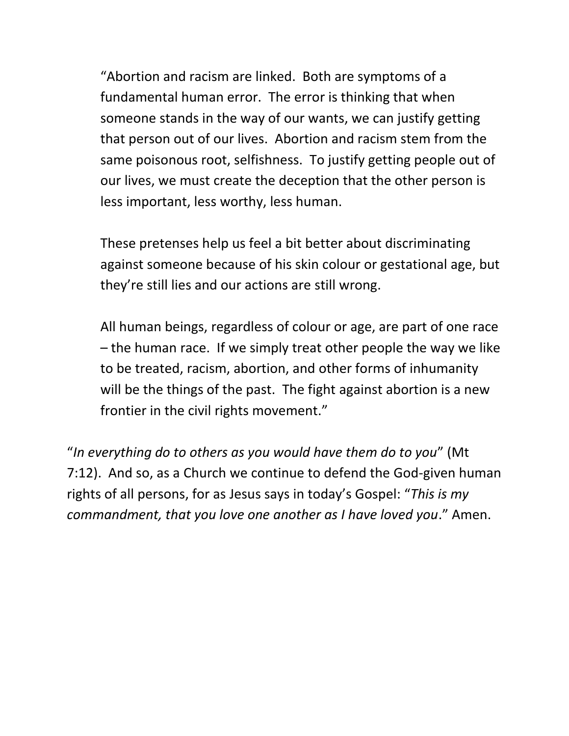> "Abortion and racism are linked. Both are symptoms of a fundamental human error. The error is thinking that when someone stands in the way of our wants, we can justify getting that person out of our lives. Abortion and racism stem from the same poisonous root, selfishness. To justify getting people out of our lives, we must create the deception that the other person is less important, less worthy, less human.
>
> These pretenses help us feel a bit better about discriminating against someone because of his skin colour or gestational age, but they're still lies and our actions are still wrong.
>
> All human beings, regardless of colour or age, are part of one race – the human race. If we simply treat other people the way we like to be treated, racism, abortion, and other forms of inhumanity will be the things of the past. The fight against abortion is a new frontier in the civil rights movement."

"*In everything do to others as you would have them do to you*" (Mt 7:12). And so, as a Church we continue to defend the God-given human rights of all persons, for as Jesus says in today's Gospel: "*This is my commandment, that you love one another as I have loved you*." Amen.